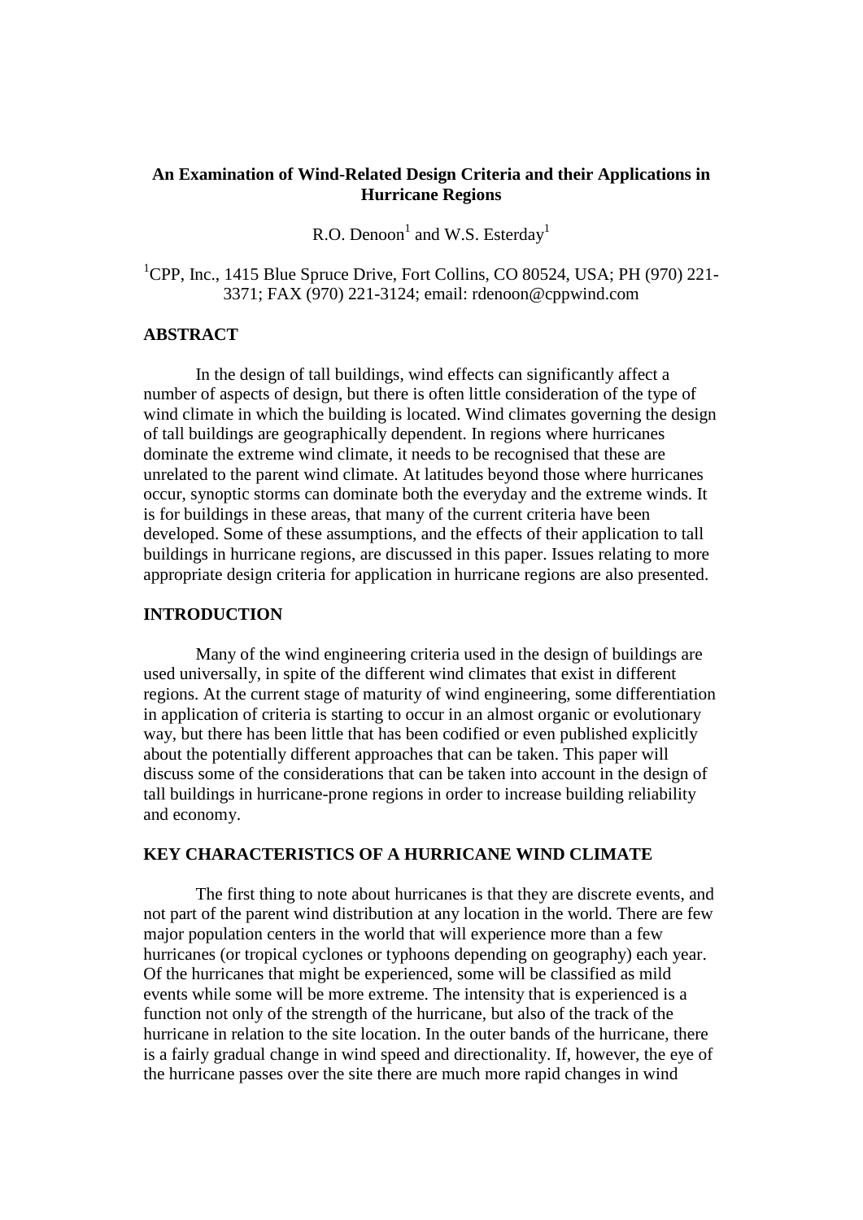# An Examination of Wind-Related Design Criteria and their Applications in Hurricane Regions

R.O. Denoon[1] and W.S. Esterday[1]

[1]CPP, Inc., 1415 Blue Spruce Drive, Fort Collins, CO 80524, USA; PH (970) 221-3371; FAX (970) 221-3124; email: rdenoon@cppwind.com

## ABSTRACT

In the design of tall buildings, wind effects can significantly affect a number of aspects of design, but there is often little consideration of the type of wind climate in which the building is located. Wind climates governing the design of tall buildings are geographically dependent. In regions where hurricanes dominate the extreme wind climate, it needs to be recognised that these are unrelated to the parent wind climate. At latitudes beyond those where hurricanes occur, synoptic storms can dominate both the everyday and the extreme winds. It is for buildings in these areas, that many of the current criteria have been developed. Some of these assumptions, and the effects of their application to tall buildings in hurricane regions, are discussed in this paper. Issues relating to more appropriate design criteria for application in hurricane regions are also presented.

## INTRODUCTION

Many of the wind engineering criteria used in the design of buildings are used universally, in spite of the different wind climates that exist in different regions. At the current stage of maturity of wind engineering, some differentiation in application of criteria is starting to occur in an almost organic or evolutionary way, but there has been little that has been codified or even published explicitly about the potentially different approaches that can be taken. This paper will discuss some of the considerations that can be taken into account in the design of tall buildings in hurricane-prone regions in order to increase building reliability and economy.

## KEY CHARACTERISTICS OF A HURRICANE WIND CLIMATE

The first thing to note about hurricanes is that they are discrete events, and not part of the parent wind distribution at any location in the world. There are few major population centers in the world that will experience more than a few hurricanes (or tropical cyclones or typhoons depending on geography) each year. Of the hurricanes that might be experienced, some will be classified as mild events while some will be more extreme. The intensity that is experienced is a function not only of the strength of the hurricane, but also of the track of the hurricane in relation to the site location. In the outer bands of the hurricane, there is a fairly gradual change in wind speed and directionality. If, however, the eye of the hurricane passes over the site there are much more rapid changes in wind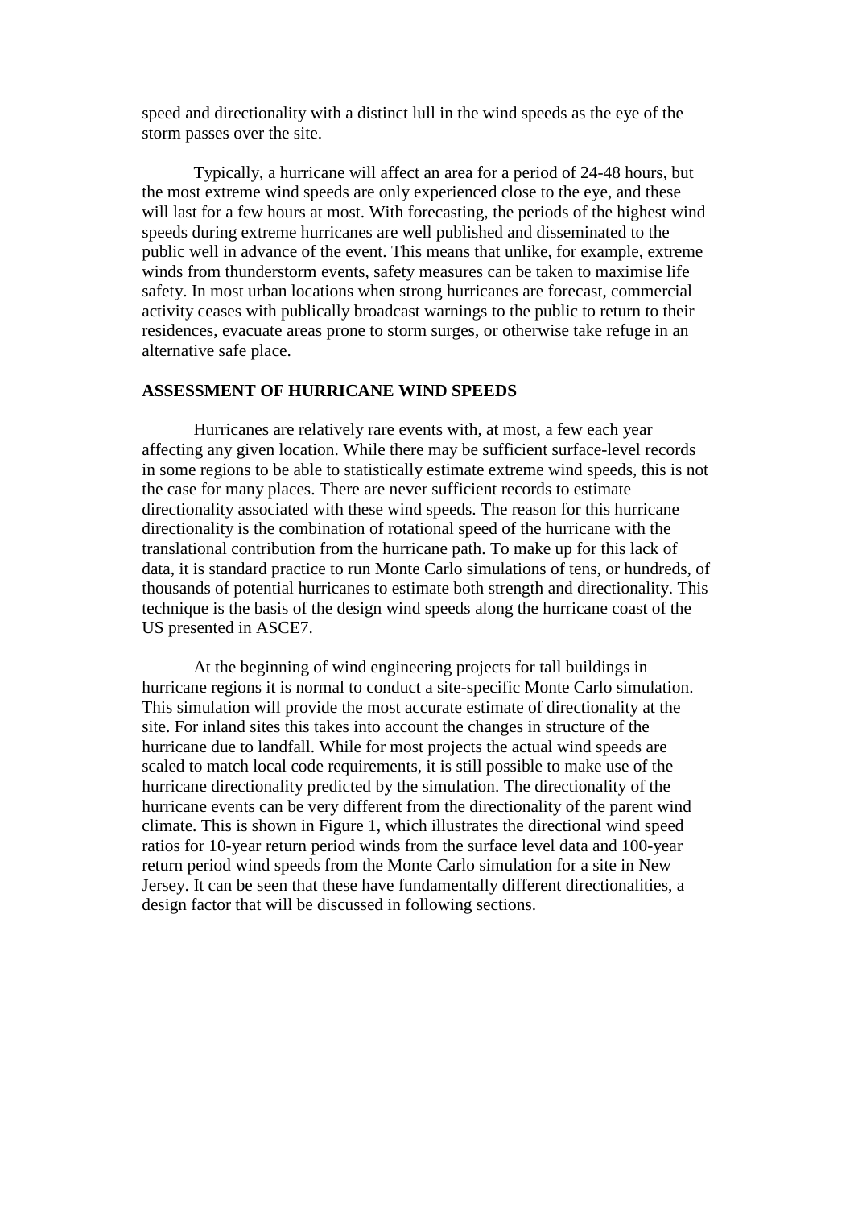speed and directionality with a distinct lull in the wind speeds as the eye of the storm passes over the site.

Typically, a hurricane will affect an area for a period of 24-48 hours, but the most extreme wind speeds are only experienced close to the eye, and these will last for a few hours at most. With forecasting, the periods of the highest wind speeds during extreme hurricanes are well published and disseminated to the public well in advance of the event. This means that unlike, for example, extreme winds from thunderstorm events, safety measures can be taken to maximise life safety. In most urban locations when strong hurricanes are forecast, commercial activity ceases with publically broadcast warnings to the public to return to their residences, evacuate areas prone to storm surges, or otherwise take refuge in an alternative safe place.

## ASSESSMENT OF HURRICANE WIND SPEEDS

Hurricanes are relatively rare events with, at most, a few each year affecting any given location. While there may be sufficient surface-level records in some regions to be able to statistically estimate extreme wind speeds, this is not the case for many places. There are never sufficient records to estimate directionality associated with these wind speeds. The reason for this hurricane directionality is the combination of rotational speed of the hurricane with the translational contribution from the hurricane path. To make up for this lack of data, it is standard practice to run Monte Carlo simulations of tens, or hundreds, of thousands of potential hurricanes to estimate both strength and directionality. This technique is the basis of the design wind speeds along the hurricane coast of the US presented in ASCE7.

At the beginning of wind engineering projects for tall buildings in hurricane regions it is normal to conduct a site-specific Monte Carlo simulation. This simulation will provide the most accurate estimate of directionality at the site. For inland sites this takes into account the changes in structure of the hurricane due to landfall. While for most projects the actual wind speeds are scaled to match local code requirements, it is still possible to make use of the hurricane directionality predicted by the simulation. The directionality of the hurricane events can be very different from the directionality of the parent wind climate. This is shown in Figure 1, which illustrates the directional wind speed ratios for 10-year return period winds from the surface level data and 100-year return period wind speeds from the Monte Carlo simulation for a site in New Jersey. It can be seen that these have fundamentally different directionalities, a design factor that will be discussed in following sections.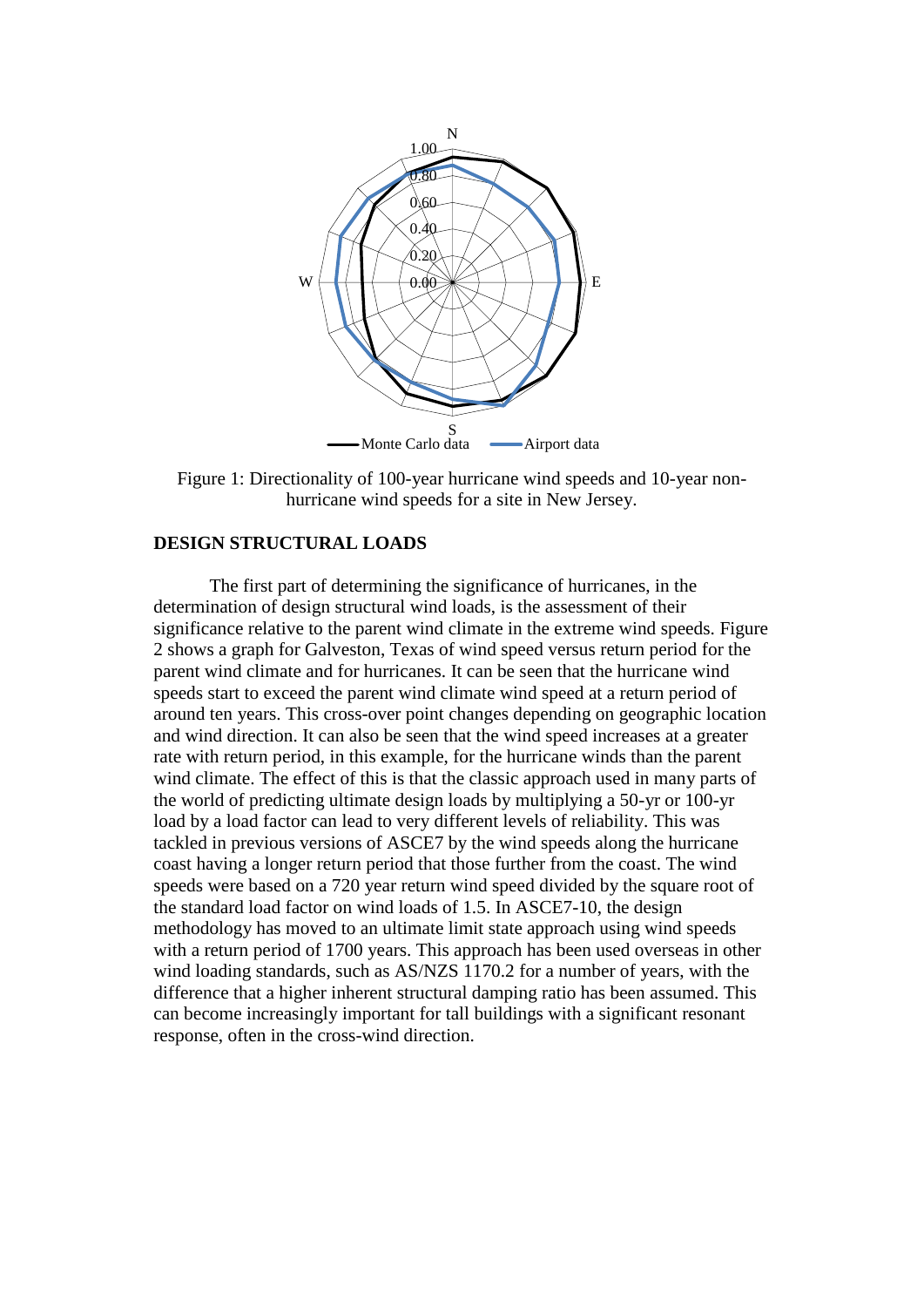Figure 1: Directionality of 100-year hurricane wind speeds and 10-year non-hurricane wind speeds for a site in New Jersey.

## DESIGN STRUCTURAL LOADS

The first part of determining the significance of hurricanes, in the determination of design structural wind loads, is the assessment of their significance relative to the parent wind climate in the extreme wind speeds. Figure 2 shows a graph for Galveston, Texas of wind speed versus return period for the parent wind climate and for hurricanes. It can be seen that the hurricane wind speeds start to exceed the parent wind climate wind speed at a return period of around ten years. This cross-over point changes depending on geographic location and wind direction. It can also be seen that the wind speed increases at a greater rate with return period, in this example, for the hurricane winds than the parent wind climate. The effect of this is that the classic approach used in many parts of the world of predicting ultimate design loads by multiplying a 50-yr or 100-yr load by a load factor can lead to very different levels of reliability. This was tackled in previous versions of ASCE7 by the wind speeds along the hurricane coast having a longer return period that those further from the coast. The wind speeds were based on a 720 year return wind speed divided by the square root of the standard load factor on wind loads of 1.5. In ASCE7-10, the design methodology has moved to an ultimate limit state approach using wind speeds with a return period of 1700 years. This approach has been used overseas in other wind loading standards, such as AS/NZS 1170.2 for a number of years, with the difference that a higher inherent structural damping ratio has been assumed. This can become increasingly important for tall buildings with a significant resonant response, often in the cross-wind direction.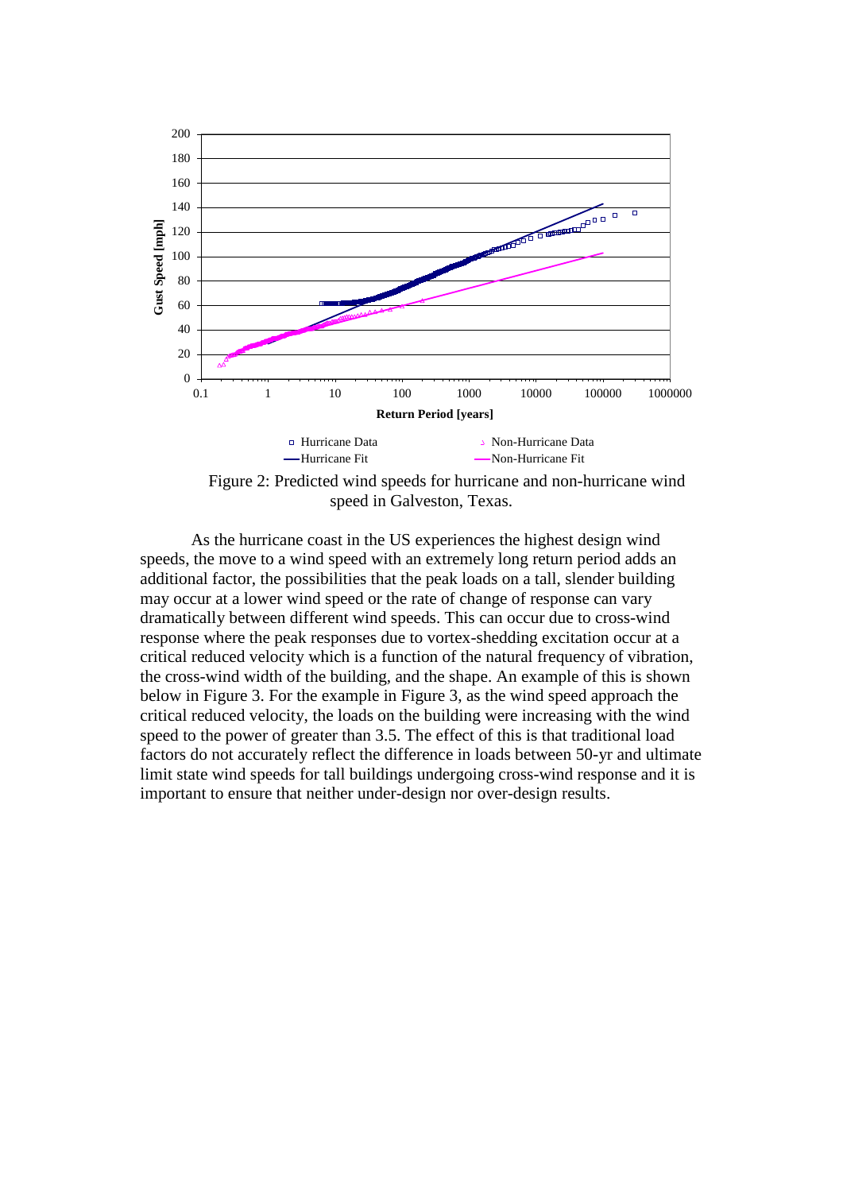Figure 2: Predicted wind speeds for hurricane and non-hurricane wind speed in Galveston, Texas.

As the hurricane coast in the US experiences the highest design wind speeds, the move to a wind speed with an extremely long return period adds an additional factor, the possibilities that the peak loads on a tall, slender building may occur at a lower wind speed or the rate of change of response can vary dramatically between different wind speeds. This can occur due to cross-wind response where the peak responses due to vortex-shedding excitation occur at a critical reduced velocity which is a function of the natural frequency of vibration, the cross-wind width of the building, and the shape. An example of this is shown below in Figure 3. For the example in Figure 3, as the wind speed approach the critical reduced velocity, the loads on the building were increasing with the wind speed to the power of greater than 3.5. The effect of this is that traditional load factors do not accurately reflect the difference in loads between 50-yr and ultimate limit state wind speeds for tall buildings undergoing cross-wind response and it is important to ensure that neither under-design nor over-design results.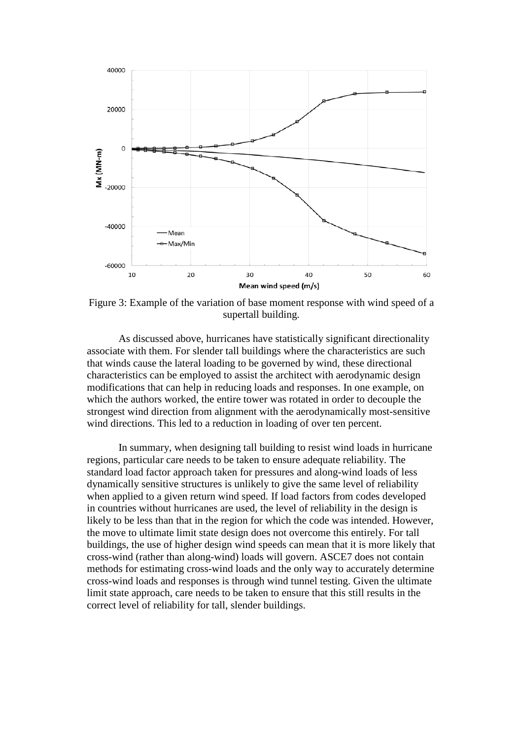Figure 3: Example of the variation of base moment response with wind speed of a supertall building.

As discussed above, hurricanes have statistically significant directionality associate with them. For slender tall buildings where the characteristics are such that winds cause the lateral loading to be governed by wind, these directional characteristics can be employed to assist the architect with aerodynamic design modifications that can help in reducing loads and responses. In one example, on which the authors worked, the entire tower was rotated in order to decouple the strongest wind direction from alignment with the aerodynamically most-sensitive wind directions. This led to a reduction in loading of over ten percent.

In summary, when designing tall building to resist wind loads in hurricane regions, particular care needs to be taken to ensure adequate reliability. The standard load factor approach taken for pressures and along-wind loads of less dynamically sensitive structures is unlikely to give the same level of reliability when applied to a given return wind speed. If load factors from codes developed in countries without hurricanes are used, the level of reliability in the design is likely to be less than that in the region for which the code was intended. However, the move to ultimate limit state design does not overcome this entirely. For tall buildings, the use of higher design wind speeds can mean that it is more likely that cross-wind (rather than along-wind) loads will govern. ASCE7 does not contain methods for estimating cross-wind loads and the only way to accurately determine cross-wind loads and responses is through wind tunnel testing. Given the ultimate limit state approach, care needs to be taken to ensure that this still results in the correct level of reliability for tall, slender buildings.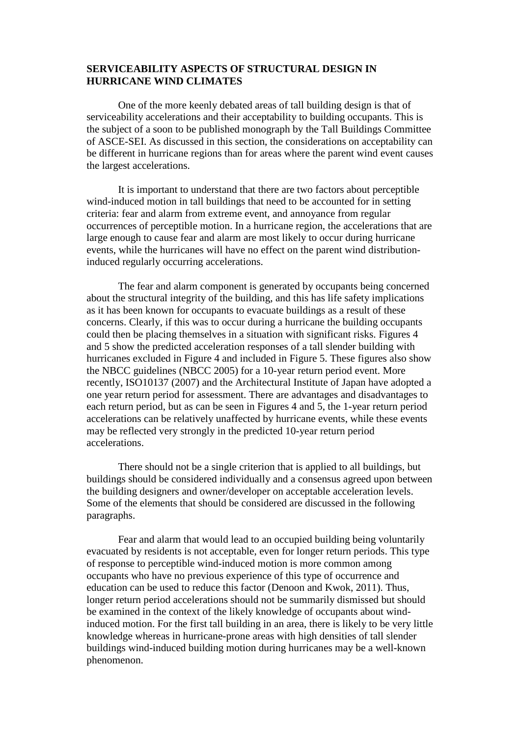## SERVICEABILITY ASPECTS OF STRUCTURAL DESIGN IN HURRICANE WIND CLIMATES

One of the more keenly debated areas of tall building design is that of serviceability accelerations and their acceptability to building occupants. This is the subject of a soon to be published monograph by the Tall Buildings Committee of ASCE-SEI. As discussed in this section, the considerations on acceptability can be different in hurricane regions than for areas where the parent wind event causes the largest accelerations.

It is important to understand that there are two factors about perceptible wind-induced motion in tall buildings that need to be accounted for in setting criteria: fear and alarm from extreme event, and annoyance from regular occurrences of perceptible motion. In a hurricane region, the accelerations that are large enough to cause fear and alarm are most likely to occur during hurricane events, while the hurricanes will have no effect on the parent wind distribution-induced regularly occurring accelerations.

The fear and alarm component is generated by occupants being concerned about the structural integrity of the building, and this has life safety implications as it has been known for occupants to evacuate buildings as a result of these concerns. Clearly, if this was to occur during a hurricane the building occupants could then be placing themselves in a situation with significant risks. Figures 4 and 5 show the predicted acceleration responses of a tall slender building with hurricanes excluded in Figure 4 and included in Figure 5. These figures also show the NBCC guidelines (NBCC 2005) for a 10-year return period event. More recently, ISO10137 (2007) and the Architectural Institute of Japan have adopted a one year return period for assessment. There are advantages and disadvantages to each return period, but as can be seen in Figures 4 and 5, the 1-year return period accelerations can be relatively unaffected by hurricane events, while these events may be reflected very strongly in the predicted 10-year return period accelerations.

There should not be a single criterion that is applied to all buildings, but buildings should be considered individually and a consensus agreed upon between the building designers and owner/developer on acceptable acceleration levels. Some of the elements that should be considered are discussed in the following paragraphs.

Fear and alarm that would lead to an occupied building being voluntarily evacuated by residents is not acceptable, even for longer return periods. This type of response to perceptible wind-induced motion is more common among occupants who have no previous experience of this type of occurrence and education can be used to reduce this factor (Denoon and Kwok, 2011). Thus, longer return period accelerations should not be summarily dismissed but should be examined in the context of the likely knowledge of occupants about wind-induced motion. For the first tall building in an area, there is likely to be very little knowledge whereas in hurricane-prone areas with high densities of tall slender buildings wind-induced building motion during hurricanes may be a well-known phenomenon.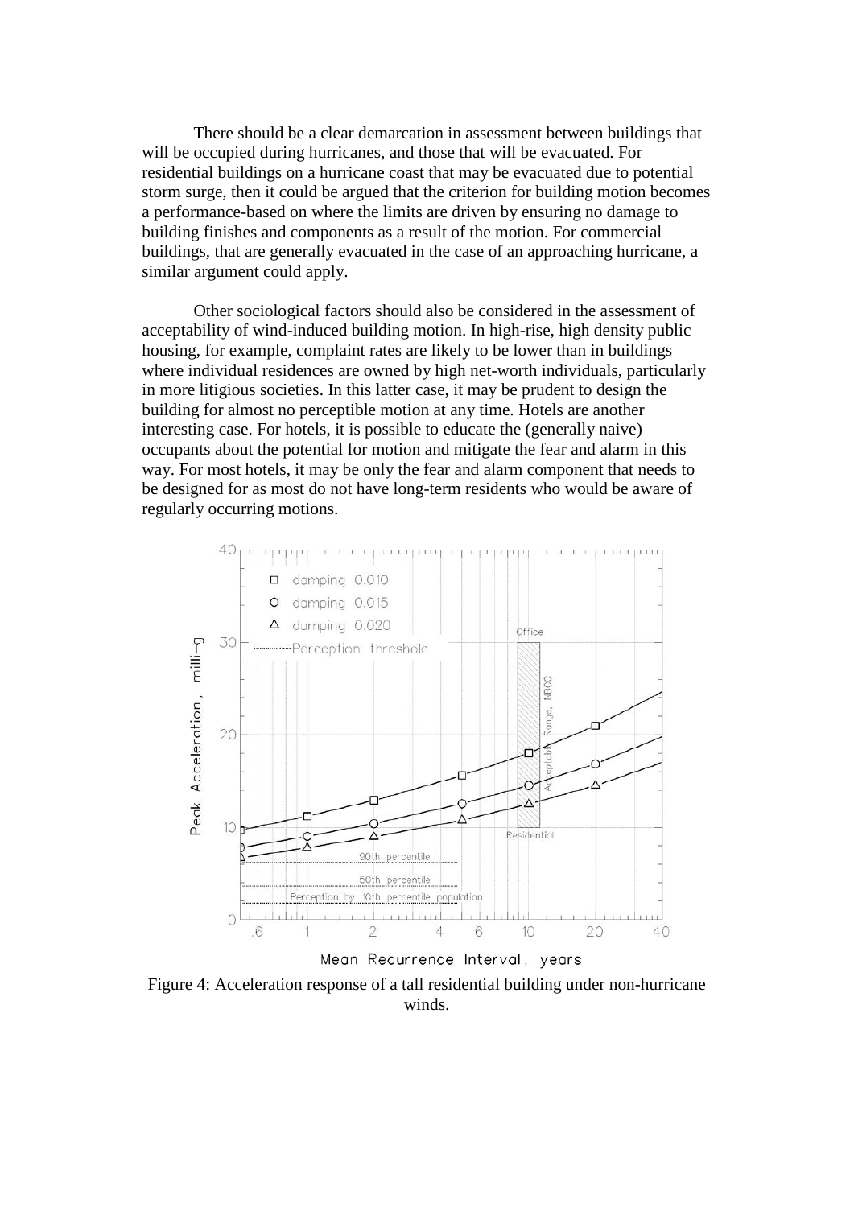There should be a clear demarcation in assessment between buildings that will be occupied during hurricanes, and those that will be evacuated. For residential buildings on a hurricane coast that may be evacuated due to potential storm surge, then it could be argued that the criterion for building motion becomes a performance-based on where the limits are driven by ensuring no damage to building finishes and components as a result of the motion. For commercial buildings, that are generally evacuated in the case of an approaching hurricane, a similar argument could apply.

Other sociological factors should also be considered in the assessment of acceptability of wind-induced building motion. In high-rise, high density public housing, for example, complaint rates are likely to be lower than in buildings where individual residences are owned by high net-worth individuals, particularly in more litigious societies. In this latter case, it may be prudent to design the building for almost no perceptible motion at any time. Hotels are another interesting case. For hotels, it is possible to educate the (generally naive) occupants about the potential for motion and mitigate the fear and alarm in this way. For most hotels, it may be only the fear and alarm component that needs to be designed for as most do not have long-term residents who would be aware of regularly occurring motions.

Figure 4: Acceleration response of a tall residential building under non-hurricane winds.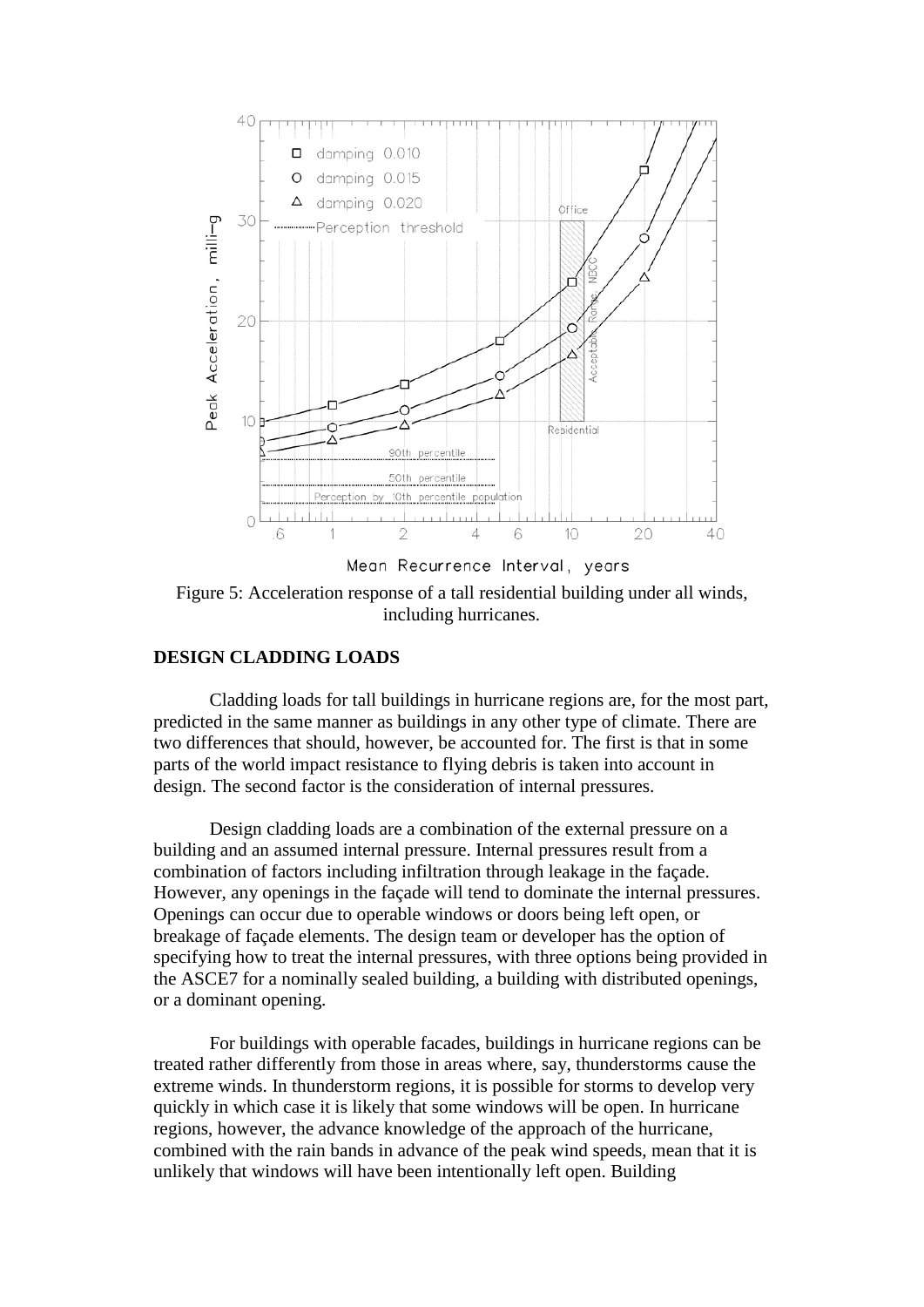Figure 5: Acceleration response of a tall residential building under all winds, including hurricanes.

**DESIGN CLADDING LOADS**

Cladding loads for tall buildings in hurricane regions are, for the most part, predicted in the same manner as buildings in any other type of climate. There are two differences that should, however, be accounted for. The first is that in some parts of the world impact resistance to flying debris is taken into account in design. The second factor is the consideration of internal pressures.

Design cladding loads are a combination of the external pressure on a building and an assumed internal pressure. Internal pressures result from a combination of factors including infiltration through leakage in the façade. However, any openings in the façade will tend to dominate the internal pressures. Openings can occur due to operable windows or doors being left open, or breakage of façade elements. The design team or developer has the option of specifying how to treat the internal pressures, with three options being provided in the ASCE7 for a nominally sealed building, a building with distributed openings, or a dominant opening.

For buildings with operable facades, buildings in hurricane regions can be treated rather differently from those in areas where, say, thunderstorms cause the extreme winds. In thunderstorm regions, it is possible for storms to develop very quickly in which case it is likely that some windows will be open. In hurricane regions, however, the advance knowledge of the approach of the hurricane, combined with the rain bands in advance of the peak wind speeds, mean that it is unlikely that windows will have been intentionally left open. Building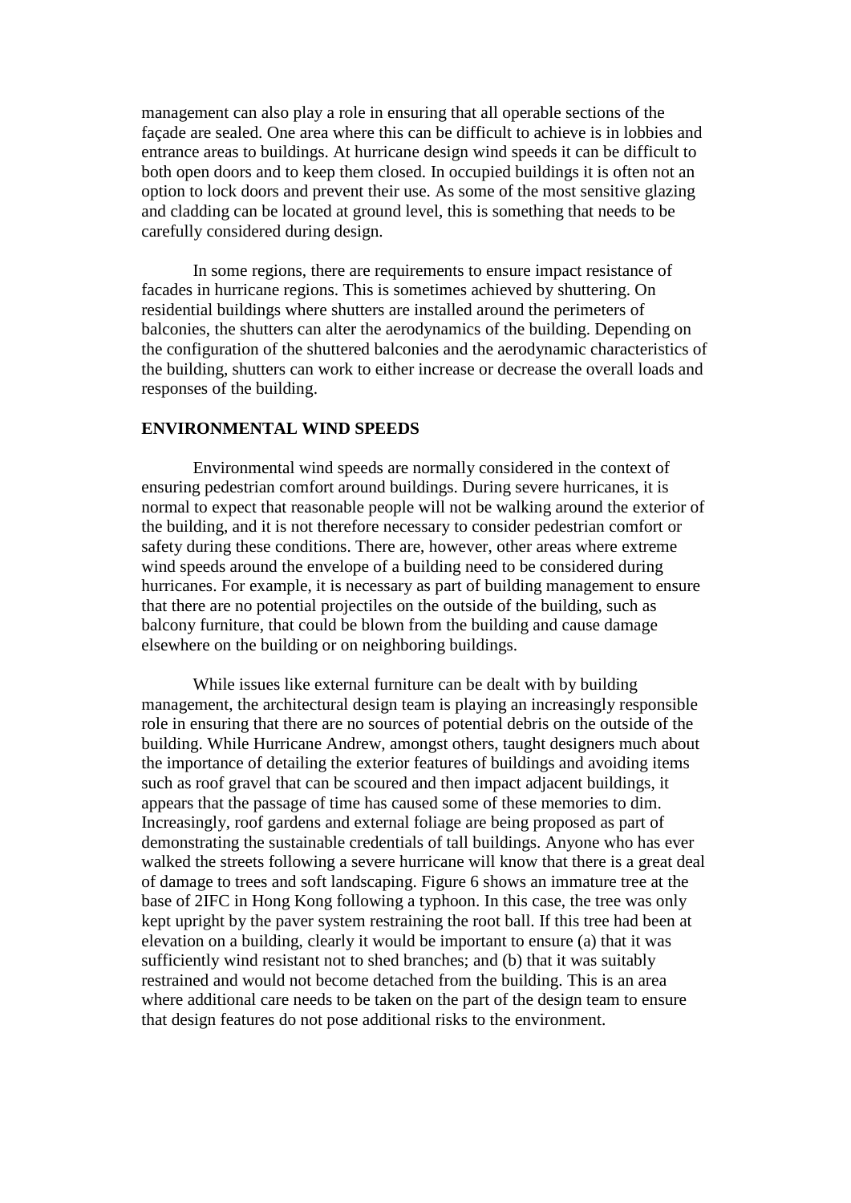management can also play a role in ensuring that all operable sections of the façade are sealed. One area where this can be difficult to achieve is in lobbies and entrance areas to buildings. At hurricane design wind speeds it can be difficult to both open doors and to keep them closed. In occupied buildings it is often not an option to lock doors and prevent their use. As some of the most sensitive glazing and cladding can be located at ground level, this is something that needs to be carefully considered during design.

In some regions, there are requirements to ensure impact resistance of facades in hurricane regions. This is sometimes achieved by shuttering. On residential buildings where shutters are installed around the perimeters of balconies, the shutters can alter the aerodynamics of the building. Depending on the configuration of the shuttered balconies and the aerodynamic characteristics of the building, shutters can work to either increase or decrease the overall loads and responses of the building.

## ENVIRONMENTAL WIND SPEEDS

Environmental wind speeds are normally considered in the context of ensuring pedestrian comfort around buildings. During severe hurricanes, it is normal to expect that reasonable people will not be walking around the exterior of the building, and it is not therefore necessary to consider pedestrian comfort or safety during these conditions. There are, however, other areas where extreme wind speeds around the envelope of a building need to be considered during hurricanes. For example, it is necessary as part of building management to ensure that there are no potential projectiles on the outside of the building, such as balcony furniture, that could be blown from the building and cause damage elsewhere on the building or on neighboring buildings.

While issues like external furniture can be dealt with by building management, the architectural design team is playing an increasingly responsible role in ensuring that there are no sources of potential debris on the outside of the building. While Hurricane Andrew, amongst others, taught designers much about the importance of detailing the exterior features of buildings and avoiding items such as roof gravel that can be scoured and then impact adjacent buildings, it appears that the passage of time has caused some of these memories to dim. Increasingly, roof gardens and external foliage are being proposed as part of demonstrating the sustainable credentials of tall buildings. Anyone who has ever walked the streets following a severe hurricane will know that there is a great deal of damage to trees and soft landscaping. Figure 6 shows an immature tree at the base of 2IFC in Hong Kong following a typhoon. In this case, the tree was only kept upright by the paver system restraining the root ball. If this tree had been at elevation on a building, clearly it would be important to ensure (a) that it was sufficiently wind resistant not to shed branches; and (b) that it was suitably restrained and would not become detached from the building. This is an area where additional care needs to be taken on the part of the design team to ensure that design features do not pose additional risks to the environment.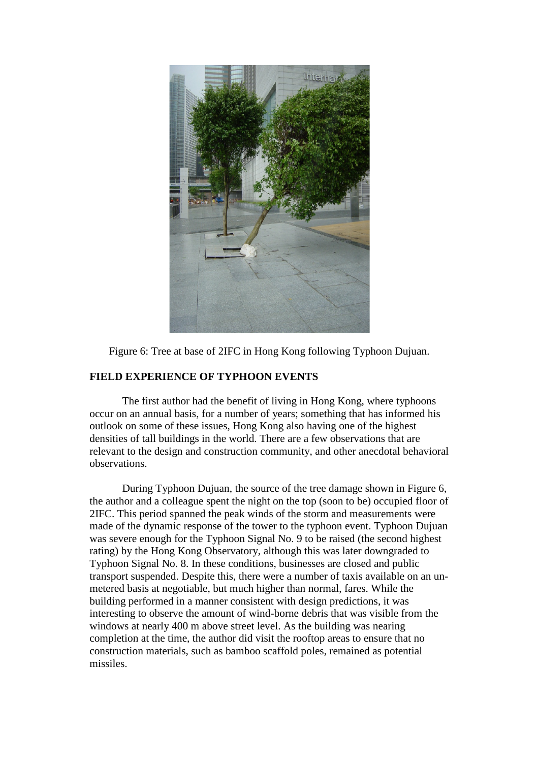Figure 6: Tree at base of 2IFC in Hong Kong following Typhoon Dujuan.

## FIELD EXPERIENCE OF TYPHOON EVENTS

The first author had the benefit of living in Hong Kong, where typhoons occur on an annual basis, for a number of years; something that has informed his outlook on some of these issues, Hong Kong also having one of the highest densities of tall buildings in the world. There are a few observations that are relevant to the design and construction community, and other anecdotal behavioral observations.

During Typhoon Dujuan, the source of the tree damage shown in Figure 6, the author and a colleague spent the night on the top (soon to be) occupied floor of 2IFC. This period spanned the peak winds of the storm and measurements were made of the dynamic response of the tower to the typhoon event. Typhoon Dujuan was severe enough for the Typhoon Signal No. 9 to be raised (the second highest rating) by the Hong Kong Observatory, although this was later downgraded to Typhoon Signal No. 8. In these conditions, businesses are closed and public transport suspended. Despite this, there were a number of taxis available on an un-metered basis at negotiable, but much higher than normal, fares. While the building performed in a manner consistent with design predictions, it was interesting to observe the amount of wind-borne debris that was visible from the windows at nearly 400 m above street level. As the building was nearing completion at the time, the author did visit the rooftop areas to ensure that no construction materials, such as bamboo scaffold poles, remained as potential missiles.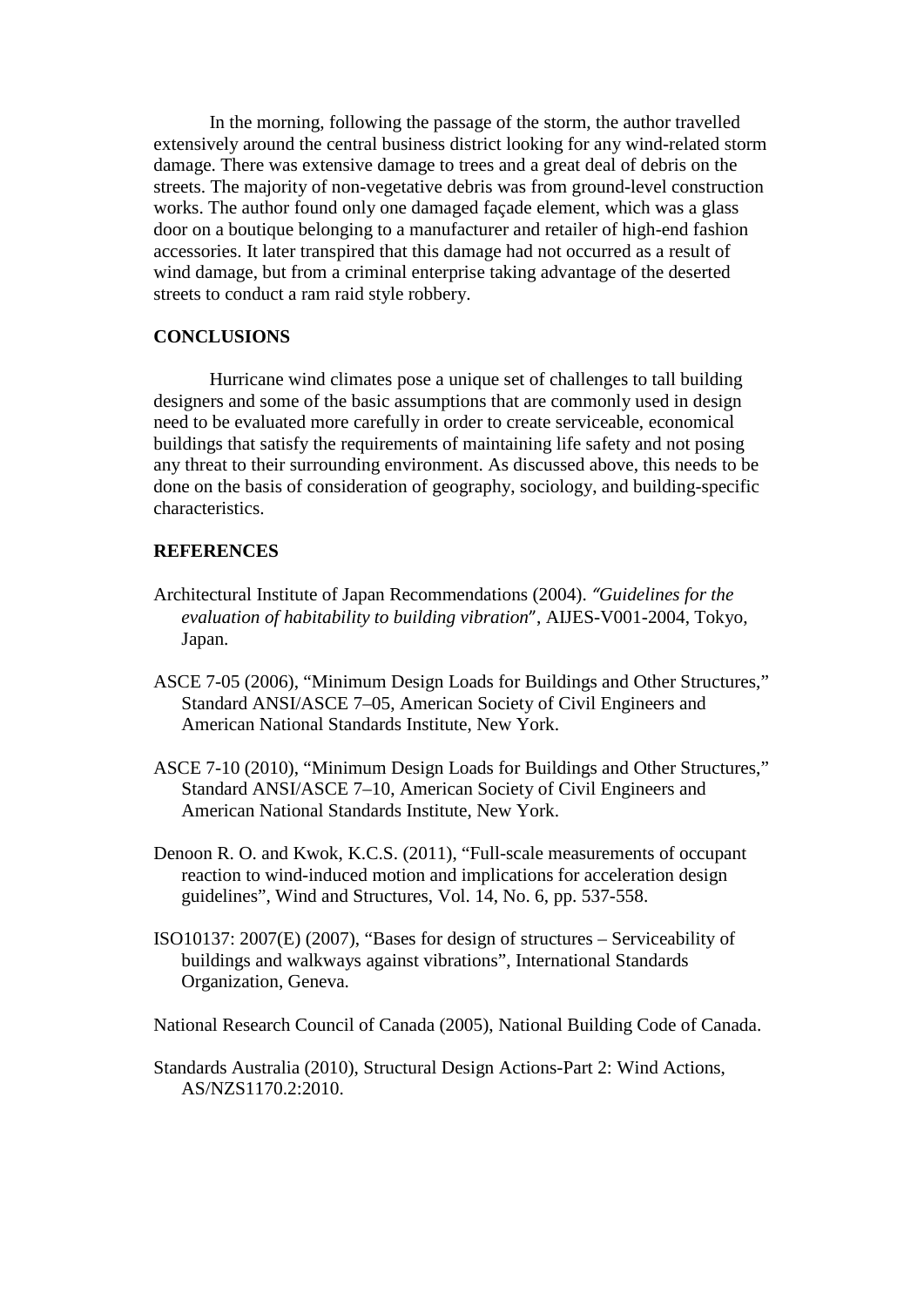In the morning, following the passage of the storm, the author travelled extensively around the central business district looking for any wind-related storm damage. There was extensive damage to trees and a great deal of debris on the streets. The majority of non-vegetative debris was from ground-level construction works. The author found only one damaged façade element, which was a glass door on a boutique belonging to a manufacturer and retailer of high-end fashion accessories. It later transpired that this damage had not occurred as a result of wind damage, but from a criminal enterprise taking advantage of the deserted streets to conduct a ram raid style robbery.

## CONCLUSIONS

Hurricane wind climates pose a unique set of challenges to tall building designers and some of the basic assumptions that are commonly used in design need to be evaluated more carefully in order to create serviceable, economical buildings that satisfy the requirements of maintaining life safety and not posing any threat to their surrounding environment. As discussed above, this needs to be done on the basis of consideration of geography, sociology, and building-specific characteristics.

## REFERENCES

Architectural Institute of Japan Recommendations (2004). *"Guidelines for the evaluation of habitability to building vibration"*, AIJES-V001-2004, Tokyo, Japan.

ASCE 7-05 (2006), "Minimum Design Loads for Buildings and Other Structures," Standard ANSI/ASCE 7–05, American Society of Civil Engineers and American National Standards Institute, New York.

ASCE 7-10 (2010), "Minimum Design Loads for Buildings and Other Structures," Standard ANSI/ASCE 7–10, American Society of Civil Engineers and American National Standards Institute, New York.

Denoon R. O. and Kwok, K.C.S. (2011), "Full-scale measurements of occupant reaction to wind-induced motion and implications for acceleration design guidelines", Wind and Structures, Vol. 14, No. 6, pp. 537-558.

ISO10137: 2007(E) (2007), "Bases for design of structures – Serviceability of buildings and walkways against vibrations", International Standards Organization, Geneva.

National Research Council of Canada (2005), National Building Code of Canada.

Standards Australia (2010), Structural Design Actions-Part 2: Wind Actions, AS/NZS1170.2:2010.